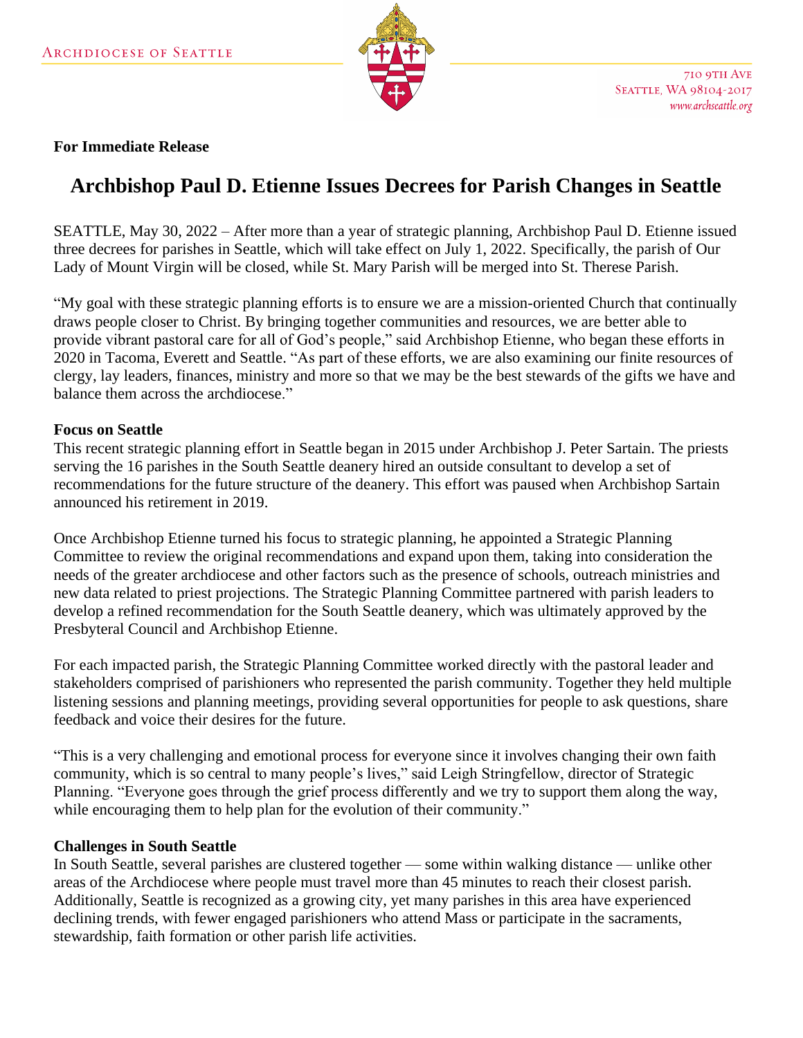ARCHDIOCESE OF SEATTLE

710 9TH AVE
SEATTLE, WA 98104-2017
*www.archseattle.org*

**For Immediate Release**

# Archbishop Paul D. Etienne Issues Decrees for Parish Changes in Seattle

SEATTLE, May 30, 2022 – After more than a year of strategic planning, Archbishop Paul D. Etienne issued three decrees for parishes in Seattle, which will take effect on July 1, 2022. Specifically, the parish of Our Lady of Mount Virgin will be closed, while St. Mary Parish will be merged into St. Therese Parish.

"My goal with these strategic planning efforts is to ensure we are a mission-oriented Church that continually draws people closer to Christ. By bringing together communities and resources, we are better able to provide vibrant pastoral care for all of God's people," said Archbishop Etienne, who began these efforts in 2020 in Tacoma, Everett and Seattle. "As part of these efforts, we are also examining our finite resources of clergy, lay leaders, finances, ministry and more so that we may be the best stewards of the gifts we have and balance them across the archdiocese."

**Focus on Seattle**

This recent strategic planning effort in Seattle began in 2015 under Archbishop J. Peter Sartain. The priests serving the 16 parishes in the South Seattle deanery hired an outside consultant to develop a set of recommendations for the future structure of the deanery. This effort was paused when Archbishop Sartain announced his retirement in 2019.

Once Archbishop Etienne turned his focus to strategic planning, he appointed a Strategic Planning Committee to review the original recommendations and expand upon them, taking into consideration the needs of the greater archdiocese and other factors such as the presence of schools, outreach ministries and new data related to priest projections. The Strategic Planning Committee partnered with parish leaders to develop a refined recommendation for the South Seattle deanery, which was ultimately approved by the Presbyteral Council and Archbishop Etienne.

For each impacted parish, the Strategic Planning Committee worked directly with the pastoral leader and stakeholders comprised of parishioners who represented the parish community. Together they held multiple listening sessions and planning meetings, providing several opportunities for people to ask questions, share feedback and voice their desires for the future.

"This is a very challenging and emotional process for everyone since it involves changing their own faith community, which is so central to many people's lives," said Leigh Stringfellow, director of Strategic Planning. "Everyone goes through the grief process differently and we try to support them along the way, while encouraging them to help plan for the evolution of their community."

**Challenges in South Seattle**

In South Seattle, several parishes are clustered together — some within walking distance — unlike other areas of the Archdiocese where people must travel more than 45 minutes to reach their closest parish. Additionally, Seattle is recognized as a growing city, yet many parishes in this area have experienced declining trends, with fewer engaged parishioners who attend Mass or participate in the sacraments, stewardship, faith formation or other parish life activities.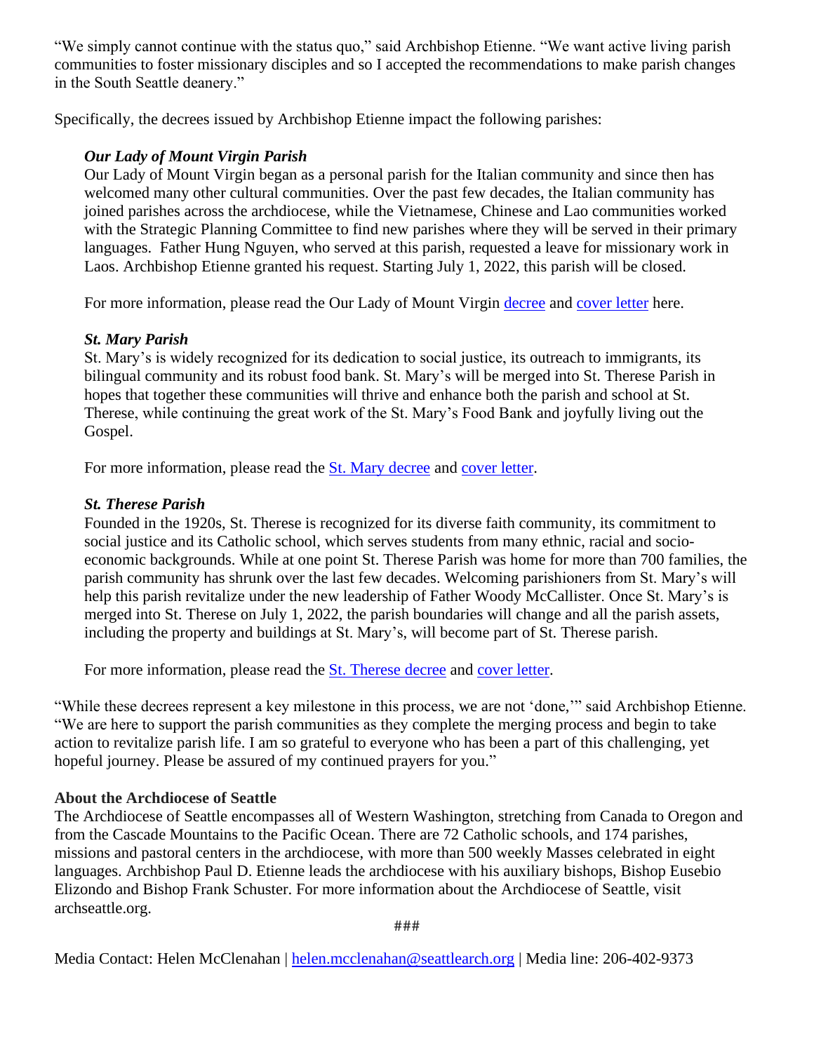"We simply cannot continue with the status quo," said Archbishop Etienne. "We want active living parish communities to foster missionary disciples and so I accepted the recommendations to make parish changes in the South Seattle deanery."

Specifically, the decrees issued by Archbishop Etienne impact the following parishes:

***Our Lady of Mount Virgin Parish***
Our Lady of Mount Virgin began as a personal parish for the Italian community and since then has welcomed many other cultural communities. Over the past few decades, the Italian community has joined parishes across the archdiocese, while the Vietnamese, Chinese and Lao communities worked with the Strategic Planning Committee to find new parishes where they will be served in their primary languages. Father Hung Nguyen, who served at this parish, requested a leave for missionary work in Laos. Archbishop Etienne granted his request. Starting July 1, 2022, this parish will be closed.

For more information, please read the Our Lady of Mount Virgin decree and cover letter here.

***St. Mary Parish***
St. Mary's is widely recognized for its dedication to social justice, its outreach to immigrants, its bilingual community and its robust food bank. St. Mary's will be merged into St. Therese Parish in hopes that together these communities will thrive and enhance both the parish and school at St. Therese, while continuing the great work of the St. Mary's Food Bank and joyfully living out the Gospel.

For more information, please read the St. Mary decree and cover letter.

***St. Therese Parish***
Founded in the 1920s, St. Therese is recognized for its diverse faith community, its commitment to social justice and its Catholic school, which serves students from many ethnic, racial and socio-economic backgrounds. While at one point St. Therese Parish was home for more than 700 families, the parish community has shrunk over the last few decades. Welcoming parishioners from St. Mary's will help this parish revitalize under the new leadership of Father Woody McCallister. Once St. Mary's is merged into St. Therese on July 1, 2022, the parish boundaries will change and all the parish assets, including the property and buildings at St. Mary's, will become part of St. Therese parish.

For more information, please read the St. Therese decree and cover letter.

"While these decrees represent a key milestone in this process, we are not 'done,'" said Archbishop Etienne. "We are here to support the parish communities as they complete the merging process and begin to take action to revitalize parish life. I am so grateful to everyone who has been a part of this challenging, yet hopeful journey. Please be assured of my continued prayers for you."

**About the Archdiocese of Seattle**
The Archdiocese of Seattle encompasses all of Western Washington, stretching from Canada to Oregon and from the Cascade Mountains to the Pacific Ocean. There are 72 Catholic schools, and 174 parishes, missions and pastoral centers in the archdiocese, with more than 500 weekly Masses celebrated in eight languages. Archbishop Paul D. Etienne leads the archdiocese with his auxiliary bishops, Bishop Eusebio Elizondo and Bishop Frank Schuster. For more information about the Archdiocese of Seattle, visit archseattle.org.

###

Media Contact: Helen McClenahan | helen.mcclenahan@seattlearch.org | Media line: 206-402-9373